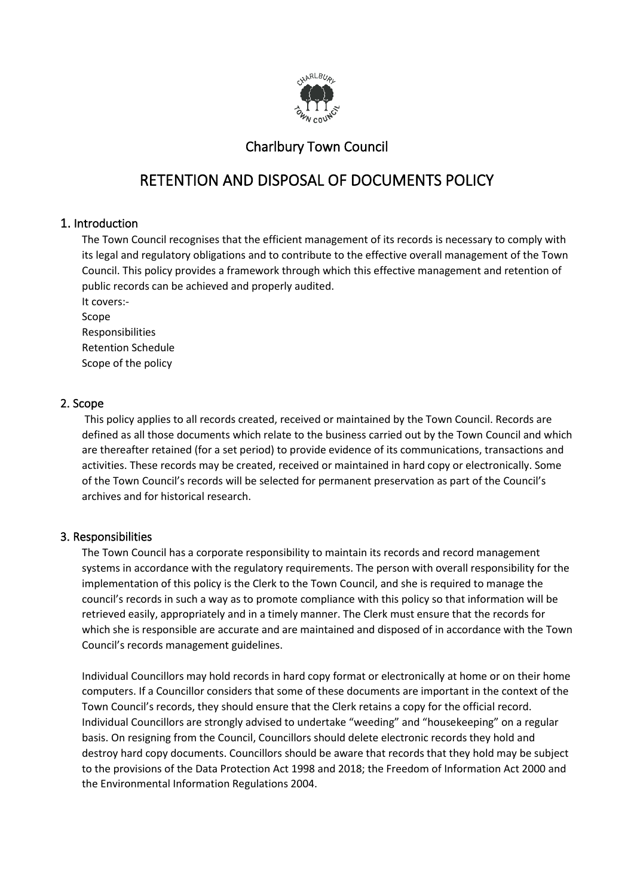Charlbury Town Council

# RETENTION AND DISPOSAL OF DOCUMENTS POLICY

## 1. Introduction

The Town Council recognises that the efficient management of its records is necessary to comply with its legal and regulatory obligations and to contribute to the effective overall management of the Town Council. This policy provides a framework through which this effective management and retention of public records can be achieved and properly audited.

It covers:-

Scope

Responsibilities

Retention Schedule

Scope of the policy

## 2. Scope

This policy applies to all records created, received or maintained by the Town Council. Records are defined as all those documents which relate to the business carried out by the Town Council and which are thereafter retained (for a set period) to provide evidence of its communications, transactions and activities. These records may be created, received or maintained in hard copy or electronically. Some of the Town Council's records will be selected for permanent preservation as part of the Council's archives and for historical research.

## 3. Responsibilities

The Town Council has a corporate responsibility to maintain its records and record management systems in accordance with the regulatory requirements. The person with overall responsibility for the implementation of this policy is the Clerk to the Town Council, and she is required to manage the council's records in such a way as to promote compliance with this policy so that information will be retrieved easily, appropriately and in a timely manner. The Clerk must ensure that the records for which she is responsible are accurate and are maintained and disposed of in accordance with the Town Council's records management guidelines.

Individual Councillors may hold records in hard copy format or electronically at home or on their home computers. If a Councillor considers that some of these documents are important in the context of the Town Council's records, they should ensure that the Clerk retains a copy for the official record. Individual Councillors are strongly advised to undertake "weeding" and "housekeeping" on a regular basis. On resigning from the Council, Councillors should delete electronic records they hold and destroy hard copy documents. Councillors should be aware that records that they hold may be subject to the provisions of the Data Protection Act 1998 and 2018; the Freedom of Information Act 2000 and the Environmental Information Regulations 2004.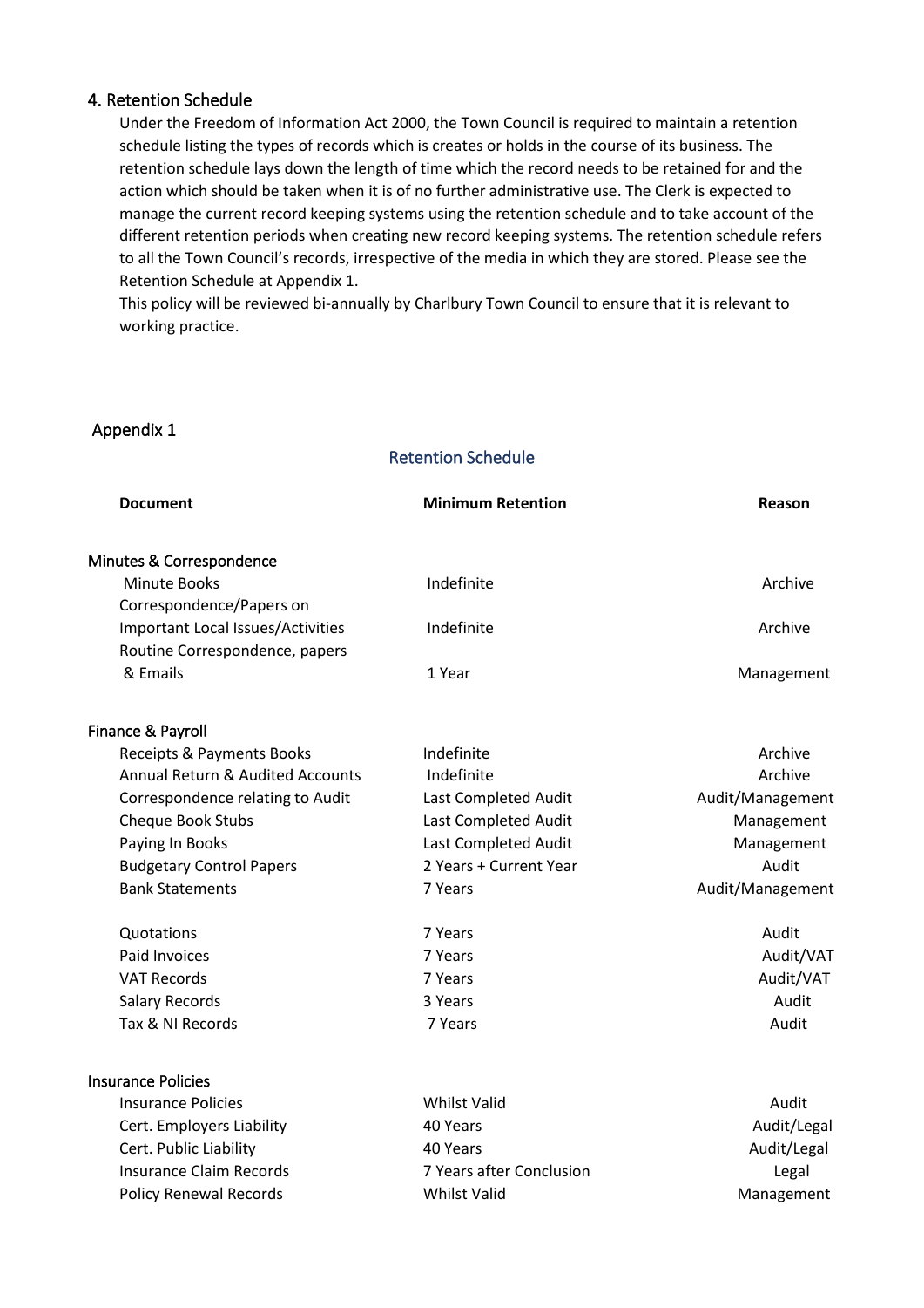## 4. Retention Schedule

Under the Freedom of Information Act 2000, the Town Council is required to maintain a retention schedule listing the types of records which is creates or holds in the course of its business. The retention schedule lays down the length of time which the record needs to be retained for and the action which should be taken when it is of no further administrative use. The Clerk is expected to manage the current record keeping systems using the retention schedule and to take account of the different retention periods when creating new record keeping systems. The retention schedule refers to all the Town Council's records, irrespective of the media in which they are stored. Please see the Retention Schedule at Appendix 1.

This policy will be reviewed bi-annually by Charlbury Town Council to ensure that it is relevant to working practice.

## Appendix 1

### Retention Schedule

| Document | Minimum Retention | Reason |
|---|---|---|
| **Minutes & Correspondence** | | |
| Minute Books | Indefinite | Archive |
| Correspondence/Papers on Important Local Issues/Activities | Indefinite | Archive |
| Routine Correspondence, papers & Emails | 1 Year | Management |
| **Finance & Payroll** | | |
| Receipts & Payments Books | Indefinite | Archive |
| Annual Return & Audited Accounts | Indefinite | Archive |
| Correspondence relating to Audit | Last Completed Audit | Audit/Management |
| Cheque Book Stubs | Last Completed Audit | Management |
| Paying In Books | Last Completed Audit | Management |
| Budgetary Control Papers | 2 Years + Current Year | Audit |
| Bank Statements | 7 Years | Audit/Management |
| Quotations | 7 Years | Audit |
| Paid Invoices | 7 Years | Audit/VAT |
| VAT Records | 7 Years | Audit/VAT |
| Salary Records | 3 Years | Audit |
| Tax & NI Records | 7 Years | Audit |
| **Insurance Policies** | | |
| Insurance Policies | Whilst Valid | Audit |
| Cert. Employers Liability | 40 Years | Audit/Legal |
| Cert. Public Liability | 40 Years | Audit/Legal |
| Insurance Claim Records | 7 Years after Conclusion | Legal |
| Policy Renewal Records | Whilst Valid | Management |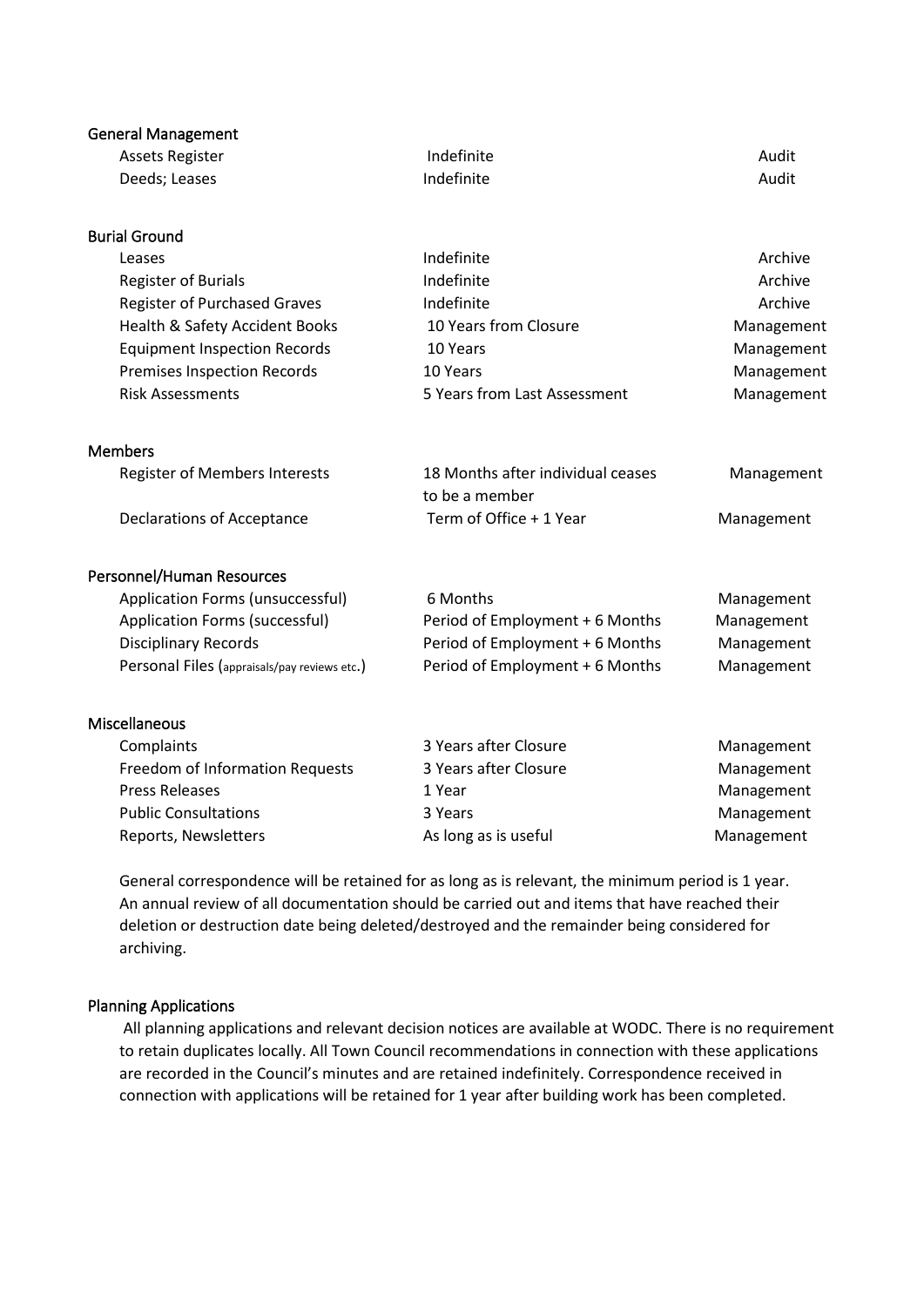| | | |
|---|---|---|
| **General Management** | | |
| Assets Register | Indefinite | Audit |
| Deeds; Leases | Indefinite | Audit |
| **Burial Ground** | | |
| Leases | Indefinite | Archive |
| Register of Burials | Indefinite | Archive |
| Register of Purchased Graves | Indefinite | Archive |
| Health & Safety Accident Books | 10 Years from Closure | Management |
| Equipment Inspection Records | 10 Years | Management |
| Premises Inspection Records | 10 Years | Management |
| Risk Assessments | 5 Years from Last Assessment | Management |
| **Members** | | |
| Register of Members Interests | 18 Months after individual ceases to be a member | Management |
| Declarations of Acceptance | Term of Office + 1 Year | Management |
| **Personnel/Human Resources** | | |
| Application Forms (unsuccessful) | 6 Months | Management |
| Application Forms (successful) | Period of Employment + 6 Months | Management |
| Disciplinary Records | Period of Employment + 6 Months | Management |
| Personal Files (appraisals/pay reviews etc.) | Period of Employment + 6 Months | Management |
| **Miscellaneous** | | |
| Complaints | 3 Years after Closure | Management |
| Freedom of Information Requests | 3 Years after Closure | Management |
| Press Releases | 1 Year | Management |
| Public Consultations | 3 Years | Management |
| Reports, Newsletters | As long as is useful | Management |

General correspondence will be retained for as long as is relevant, the minimum period is 1 year. An annual review of all documentation should be carried out and items that have reached their deletion or destruction date being deleted/destroyed and the remainder being considered for archiving.

### Planning Applications

All planning applications and relevant decision notices are available at WODC. There is no requirement to retain duplicates locally. All Town Council recommendations in connection with these applications are recorded in the Council's minutes and are retained indefinitely. Correspondence received in connection with applications will be retained for 1 year after building work has been completed.